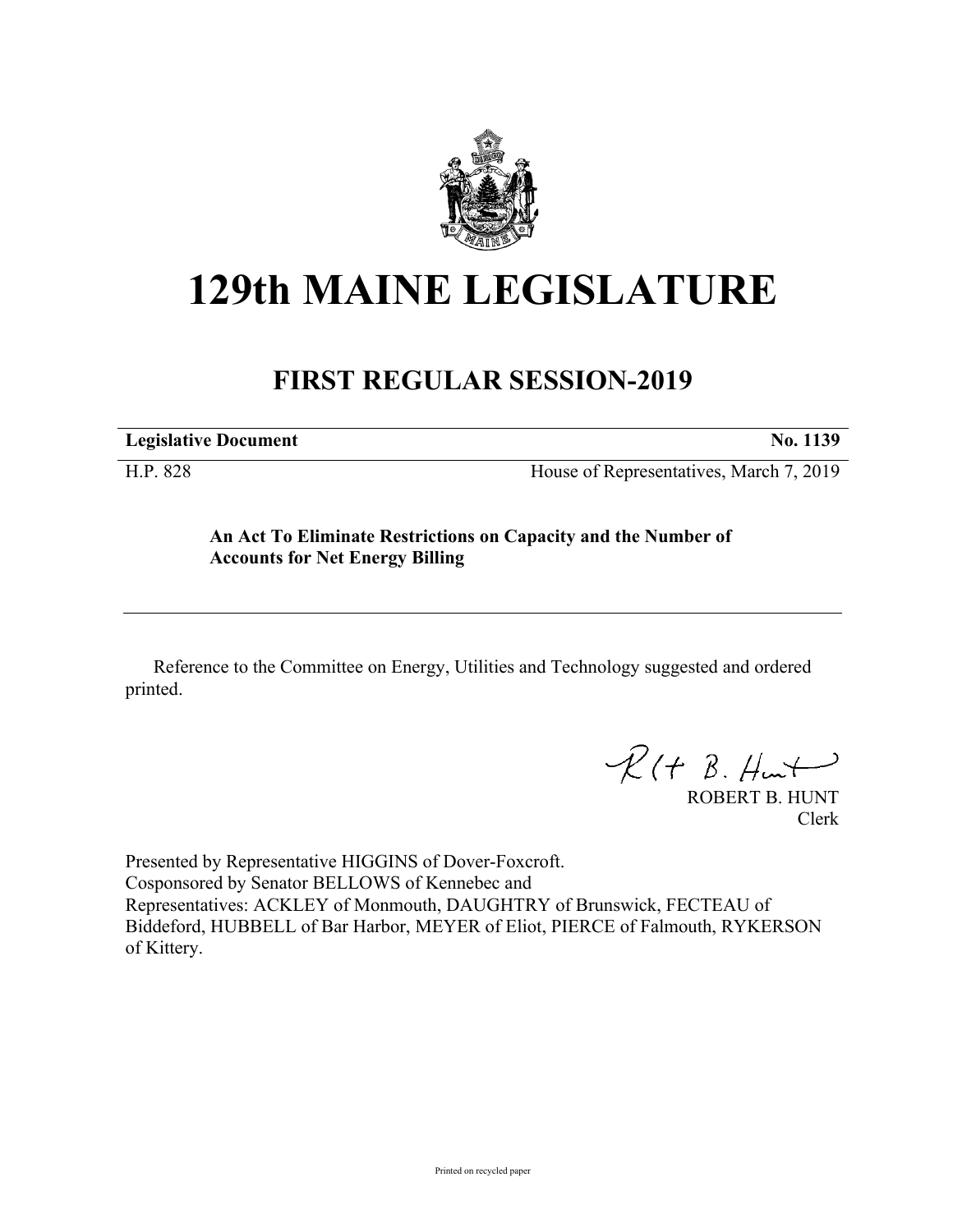# 129th MAINE LEGISLATURE

## FIRST REGULAR SESSION-2019

**Legislative Document** **No. 1139**

H.P. 828 House of Representatives, March 7, 2019

**An Act To Eliminate Restrictions on Capacity and the Number of Accounts for Net Energy Billing**

Reference to the Committee on Energy, Utilities and Technology suggested and ordered printed.

ROBERT B. HUNT
Clerk

Presented by Representative HIGGINS of Dover-Foxcroft.
Cosponsored by Senator BELLOWS of Kennebec and
Representatives: ACKLEY of Monmouth, DAUGHTRY of Brunswick, FECTEAU of Biddeford, HUBBELL of Bar Harbor, MEYER of Eliot, PIERCE of Falmouth, RYKERSON of Kittery.

Printed on recycled paper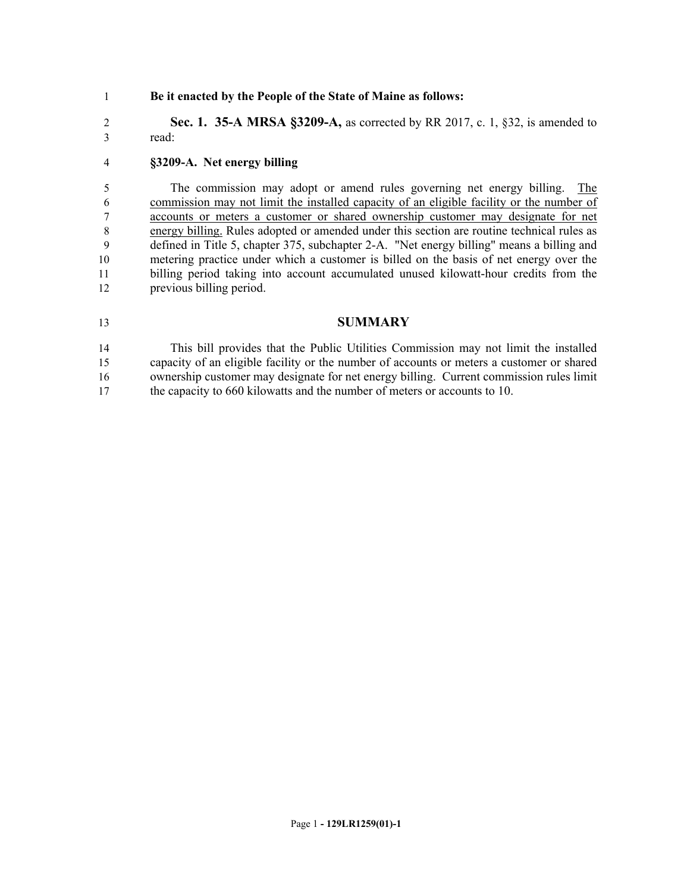**Be it enacted by the People of the State of Maine as follows:**

**Sec. 1. 35-A MRSA §3209-A,** as corrected by RR 2017, c. 1, §32, is amended to read:

**§3209-A. Net energy billing**

The commission may adopt or amend rules governing net energy billing. The commission may not limit the installed capacity of an eligible facility or the number of accounts or meters a customer or shared ownership customer may designate for net energy billing. Rules adopted or amended under this section are routine technical rules as defined in Title 5, chapter 375, subchapter 2-A. "Net energy billing" means a billing and metering practice under which a customer is billed on the basis of net energy over the billing period taking into account accumulated unused kilowatt-hour credits from the previous billing period.

## SUMMARY

This bill provides that the Public Utilities Commission may not limit the installed capacity of an eligible facility or the number of accounts or meters a customer or shared ownership customer may designate for net energy billing. Current commission rules limit the capacity to 660 kilowatts and the number of meters or accounts to 10.